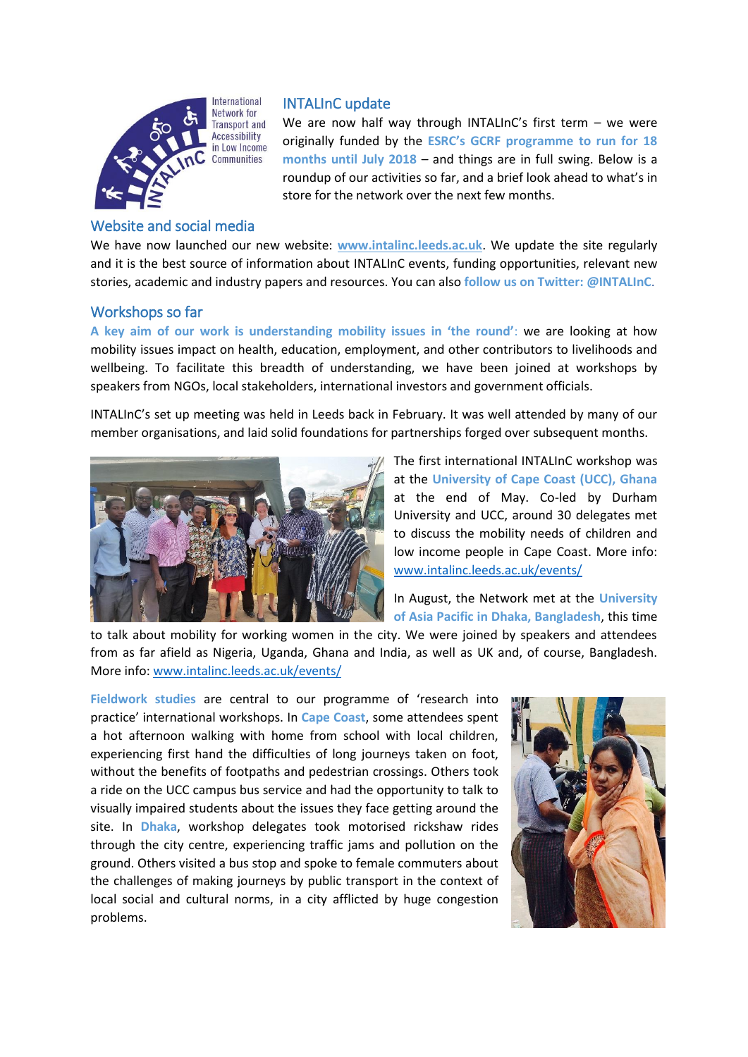International Network for Transport and Accessibility in Low Income Communities

## INTALInC update

We are now half way through INTALInC's first term – we were originally funded by the **ESRC's GCRF programme to run for 18 months until July 2018** – and things are in full swing. Below is a roundup of our activities so far, and a brief look ahead to what's in store for the network over the next few months.

## Website and social media

We have now launched our new website: **www.intalinc.leeds.ac.uk**. We update the site regularly and it is the best source of information about INTALInC events, funding opportunities, relevant new stories, academic and industry papers and resources. You can also **follow us on Twitter: @INTALInC**.

## Workshops so far

**A key aim of our work is understanding mobility issues in 'the round'**: we are looking at how mobility issues impact on health, education, employment, and other contributors to livelihoods and wellbeing. To facilitate this breadth of understanding, we have been joined at workshops by speakers from NGOs, local stakeholders, international investors and government officials.

INTALInC's set up meeting was held in Leeds back in February. It was well attended by many of our member organisations, and laid solid foundations for partnerships forged over subsequent months.

The first international INTALInC workshop was at the **University of Cape Coast (UCC), Ghana** at the end of May. Co-led by Durham University and UCC, around 30 delegates met to discuss the mobility needs of children and low income people in Cape Coast. More info: www.intalinc.leeds.ac.uk/events/

In August, the Network met at the **University of Asia Pacific in Dhaka, Bangladesh**, this time to talk about mobility for working women in the city. We were joined by speakers and attendees from as far afield as Nigeria, Uganda, Ghana and India, as well as UK and, of course, Bangladesh. More info: www.intalinc.leeds.ac.uk/events/

**Fieldwork studies** are central to our programme of 'research into practice' international workshops. In **Cape Coast**, some attendees spent a hot afternoon walking with home from school with local children, experiencing first hand the difficulties of long journeys taken on foot, without the benefits of footpaths and pedestrian crossings. Others took a ride on the UCC campus bus service and had the opportunity to talk to visually impaired students about the issues they face getting around the site. In **Dhaka**, workshop delegates took motorised rickshaw rides through the city centre, experiencing traffic jams and pollution on the ground. Others visited a bus stop and spoke to female commuters about the challenges of making journeys by public transport in the context of local social and cultural norms, in a city afflicted by huge congestion problems.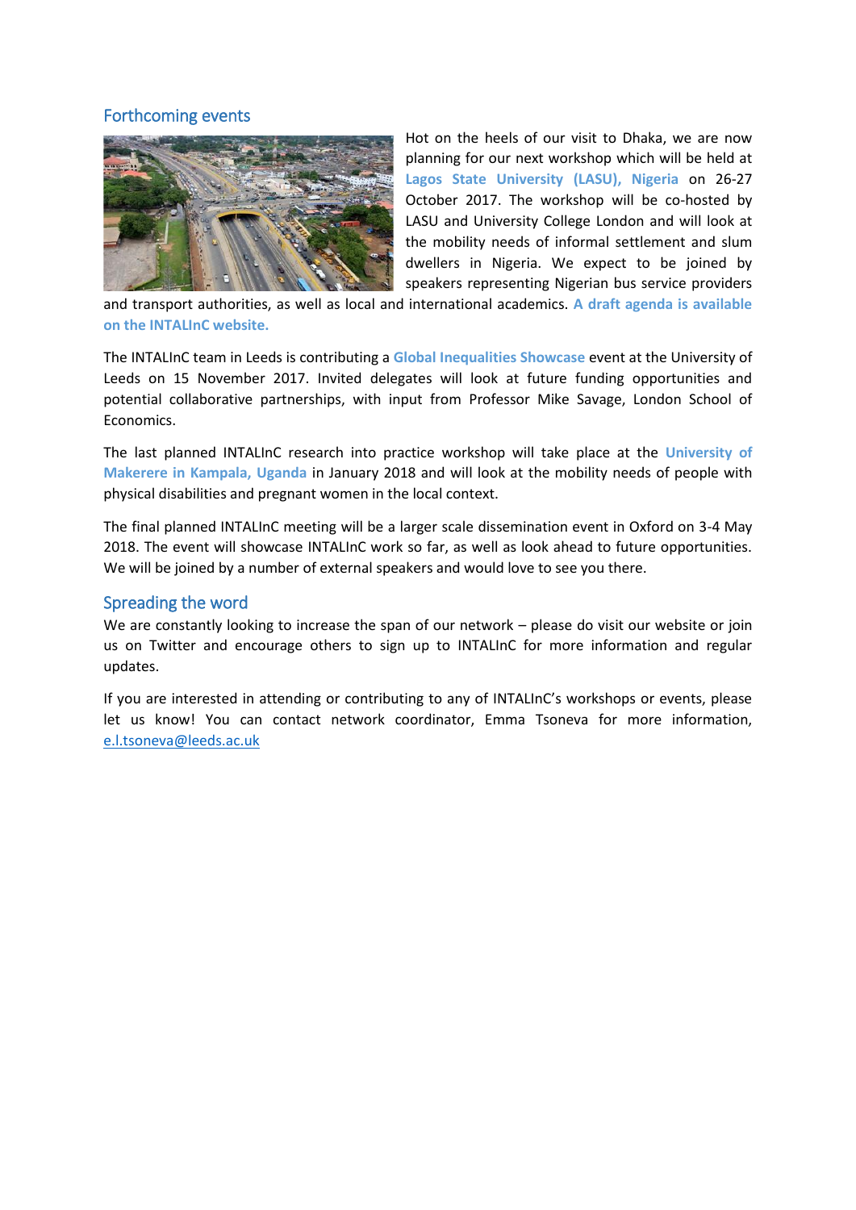## Forthcoming events

Hot on the heels of our visit to Dhaka, we are now planning for our next workshop which will be held at **Lagos State University (LASU), Nigeria** on 26-27 October 2017. The workshop will be co-hosted by LASU and University College London and will look at the mobility needs of informal settlement and slum dwellers in Nigeria. We expect to be joined by speakers representing Nigerian bus service providers and transport authorities, as well as local and international academics. **A draft agenda is available on the INTALInC website.**

The INTALInC team in Leeds is contributing a **Global Inequalities Showcase** event at the University of Leeds on 15 November 2017. Invited delegates will look at future funding opportunities and potential collaborative partnerships, with input from Professor Mike Savage, London School of Economics.

The last planned INTALInC research into practice workshop will take place at the **University of Makerere in Kampala, Uganda** in January 2018 and will look at the mobility needs of people with physical disabilities and pregnant women in the local context.

The final planned INTALInC meeting will be a larger scale dissemination event in Oxford on 3-4 May 2018. The event will showcase INTALInC work so far, as well as look ahead to future opportunities. We will be joined by a number of external speakers and would love to see you there.

## Spreading the word

We are constantly looking to increase the span of our network – please do visit our website or join us on Twitter and encourage others to sign up to INTALInC for more information and regular updates.

If you are interested in attending or contributing to any of INTALInC's workshops or events, please let us know! You can contact network coordinator, Emma Tsoneva for more information, e.l.tsoneva@leeds.ac.uk